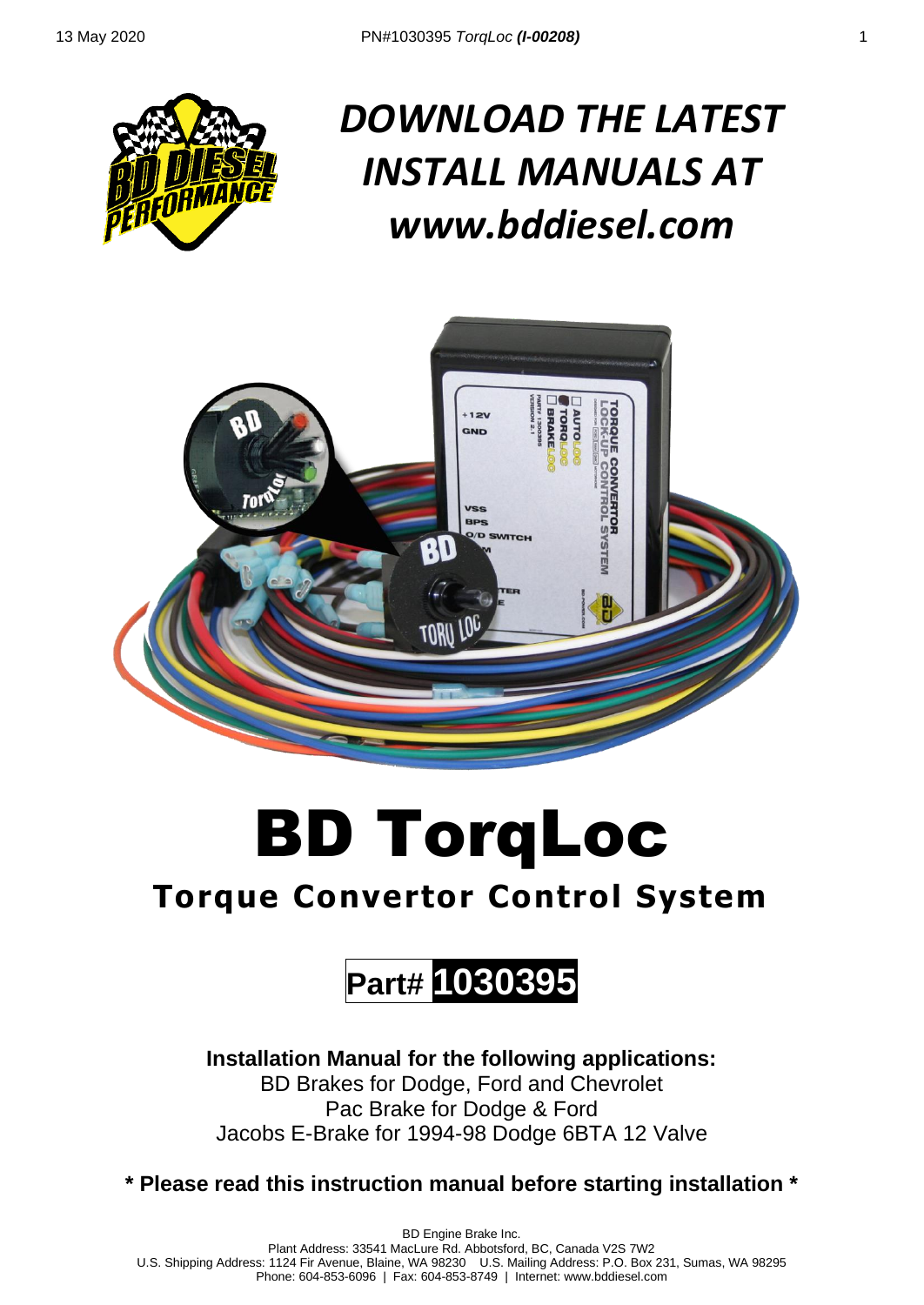# *DOWNLOAD THE LATEST INSTALL MANUALS AT www.bddiesel.com*

# BD TorqLoc

## Torque Convertor Control System

**Part# 1030395**

**Installation Manual for the following applications:**
BD Brakes for Dodge, Ford and Chevrolet
Pac Brake for Dodge & Ford
Jacobs E-Brake for 1994-98 Dodge 6BTA 12 Valve

**\* Please read this instruction manual before starting installation \***

BD Engine Brake Inc.
Plant Address: 33541 MacLure Rd. Abbotsford, BC, Canada V2S 7W2
U.S. Shipping Address: 1124 Fir Avenue, Blaine, WA 98230 U.S. Mailing Address: P.O. Box 231, Sumas, WA 98295
Phone: 604-853-6096 | Fax: 604-853-8749 | Internet: www.bddiesel.com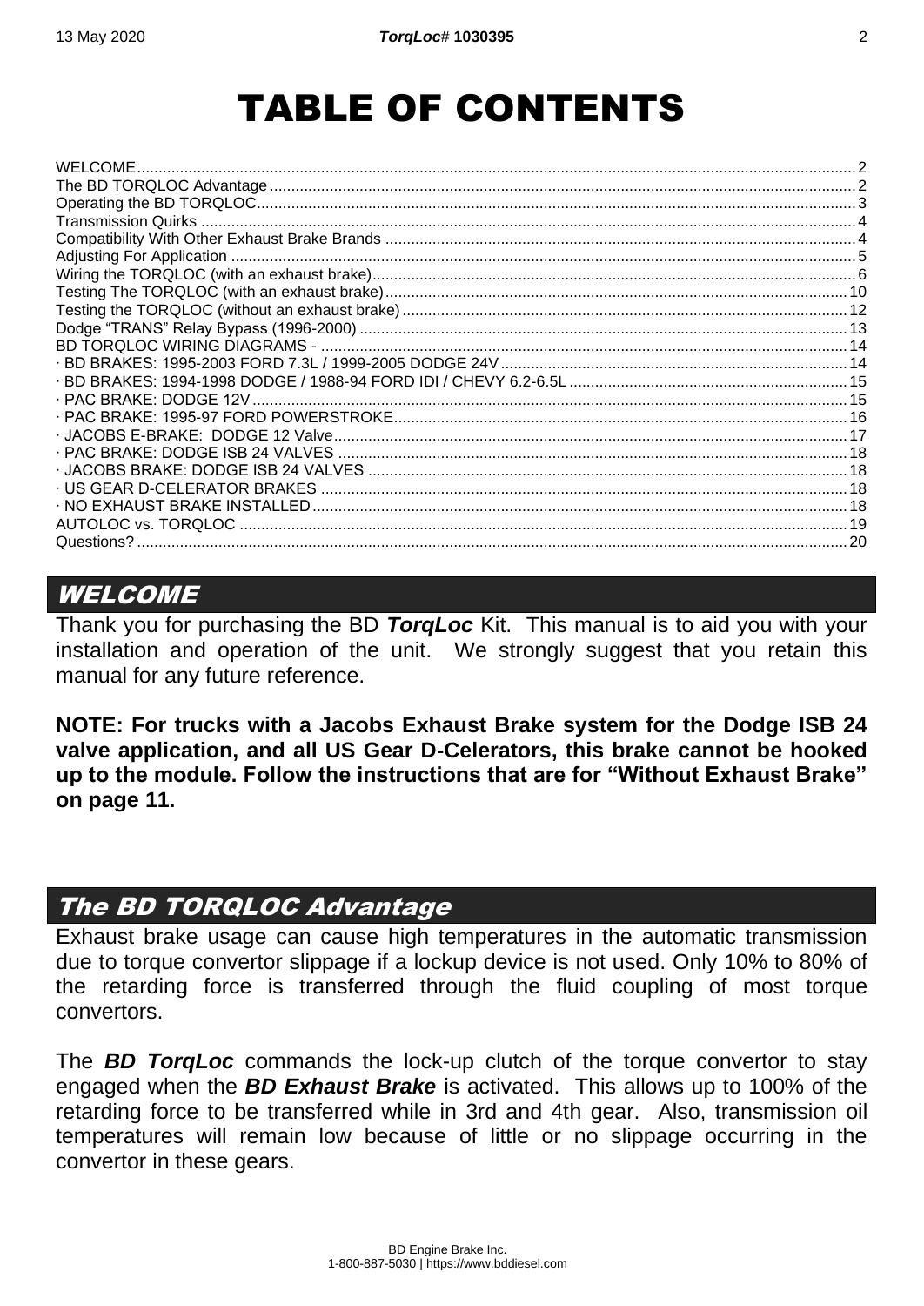# TABLE OF CONTENTS

WELCOME....2
The BD TORQLOC Advantage....2
Operating the BD TORQLOC....3
Transmission Quirks....4
Compatibility With Other Exhaust Brake Brands....4
Adjusting For Application....5
Wiring the TORQLOC (with an exhaust brake)....6
Testing The TORQLOC (with an exhaust brake)....10
Testing the TORQLOC (without an exhaust brake)....12
Dodge "TRANS" Relay Bypass (1996-2000)....13
BD TORQLOC WIRING DIAGRAMS - ....14
· BD BRAKES: 1995-2003 FORD 7.3L / 1999-2005 DODGE 24V....14
· BD BRAKES: 1994-1998 DODGE / 1988-94 FORD IDI / CHEVY 6.2-6.5L....15
· PAC BRAKE: DODGE 12V....15
· PAC BRAKE: 1995-97 FORD POWERSTROKE....16
· JACOBS E-BRAKE: DODGE 12 Valve....17
· PAC BRAKE: DODGE ISB 24 VALVES....18
· JACOBS BRAKE: DODGE ISB 24 VALVES....18
· US GEAR D-CELERATOR BRAKES....18
· NO EXHAUST BRAKE INSTALLED....18
AUTOLOC vs. TORQLOC....19
Questions?....20

## WELCOME

Thank you for purchasing the BD ***TorqLoc*** Kit. This manual is to aid you with your installation and operation of the unit. We strongly suggest that you retain this manual for any future reference.

**NOTE: For trucks with a Jacobs Exhaust Brake system for the Dodge ISB 24 valve application, and all US Gear D-Celerators, this brake cannot be hooked up to the module. Follow the instructions that are for "Without Exhaust Brake" on page 11.**

## The BD TORQLOC Advantage

Exhaust brake usage can cause high temperatures in the automatic transmission due to torque convertor slippage if a lockup device is not used. Only 10% to 80% of the retarding force is transferred through the fluid coupling of most torque convertors.

The ***BD TorqLoc*** commands the lock-up clutch of the torque convertor to stay engaged when the ***BD Exhaust Brake*** is activated. This allows up to 100% of the retarding force to be transferred while in 3rd and 4th gear. Also, transmission oil temperatures will remain low because of little or no slippage occurring in the convertor in these gears.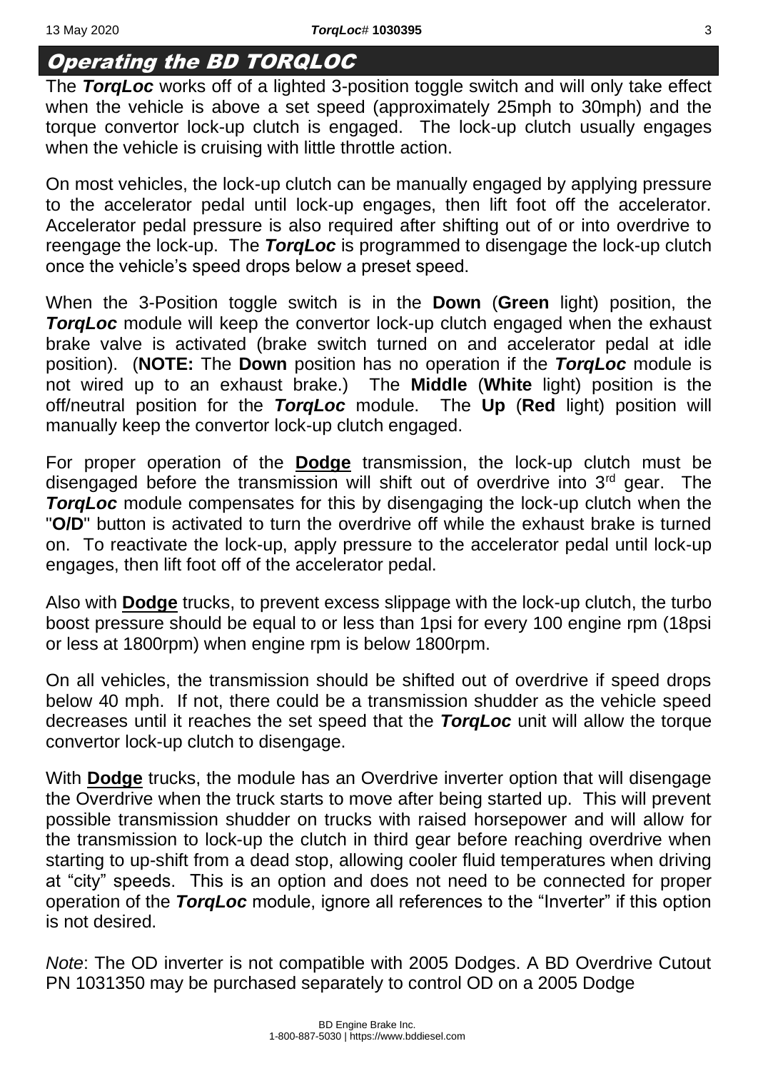## Operating the BD TORQLOC

The ***TorqLoc*** works off of a lighted 3-position toggle switch and will only take effect when the vehicle is above a set speed (approximately 25mph to 30mph) and the torque convertor lock-up clutch is engaged. The lock-up clutch usually engages when the vehicle is cruising with little throttle action.

On most vehicles, the lock-up clutch can be manually engaged by applying pressure to the accelerator pedal until lock-up engages, then lift foot off the accelerator. Accelerator pedal pressure is also required after shifting out of or into overdrive to reengage the lock-up. The ***TorqLoc*** is programmed to disengage the lock-up clutch once the vehicle's speed drops below a preset speed.

When the 3-Position toggle switch is in the **Down** (**Green** light) position, the ***TorqLoc*** module will keep the convertor lock-up clutch engaged when the exhaust brake valve is activated (brake switch turned on and accelerator pedal at idle position). (**NOTE:** The **Down** position has no operation if the ***TorqLoc*** module is not wired up to an exhaust brake.) The **Middle** (**White** light) position is the off/neutral position for the ***TorqLoc*** module. The **Up** (**Red** light) position will manually keep the convertor lock-up clutch engaged.

For proper operation of the **<u>Dodge</u>** transmission, the lock-up clutch must be disengaged before the transmission will shift out of overdrive into 3rd gear. The ***TorqLoc*** module compensates for this by disengaging the lock-up clutch when the "**O/D**" button is activated to turn the overdrive off while the exhaust brake is turned on. To reactivate the lock-up, apply pressure to the accelerator pedal until lock-up engages, then lift foot off of the accelerator pedal.

Also with **<u>Dodge</u>** trucks, to prevent excess slippage with the lock-up clutch, the turbo boost pressure should be equal to or less than 1psi for every 100 engine rpm (18psi or less at 1800rpm) when engine rpm is below 1800rpm.

On all vehicles, the transmission should be shifted out of overdrive if speed drops below 40 mph. If not, there could be a transmission shudder as the vehicle speed decreases until it reaches the set speed that the ***TorqLoc*** unit will allow the torque convertor lock-up clutch to disengage.

With **<u>Dodge</u>** trucks, the module has an Overdrive inverter option that will disengage the Overdrive when the truck starts to move after being started up. This will prevent possible transmission shudder on trucks with raised horsepower and will allow for the transmission to lock-up the clutch in third gear before reaching overdrive when starting to up-shift from a dead stop, allowing cooler fluid temperatures when driving at "city" speeds. This is an option and does not need to be connected for proper operation of the ***TorqLoc*** module, ignore all references to the "Inverter" if this option is not desired.

*Note*: The OD inverter is not compatible with 2005 Dodges. A BD Overdrive Cutout PN 1031350 may be purchased separately to control OD on a 2005 Dodge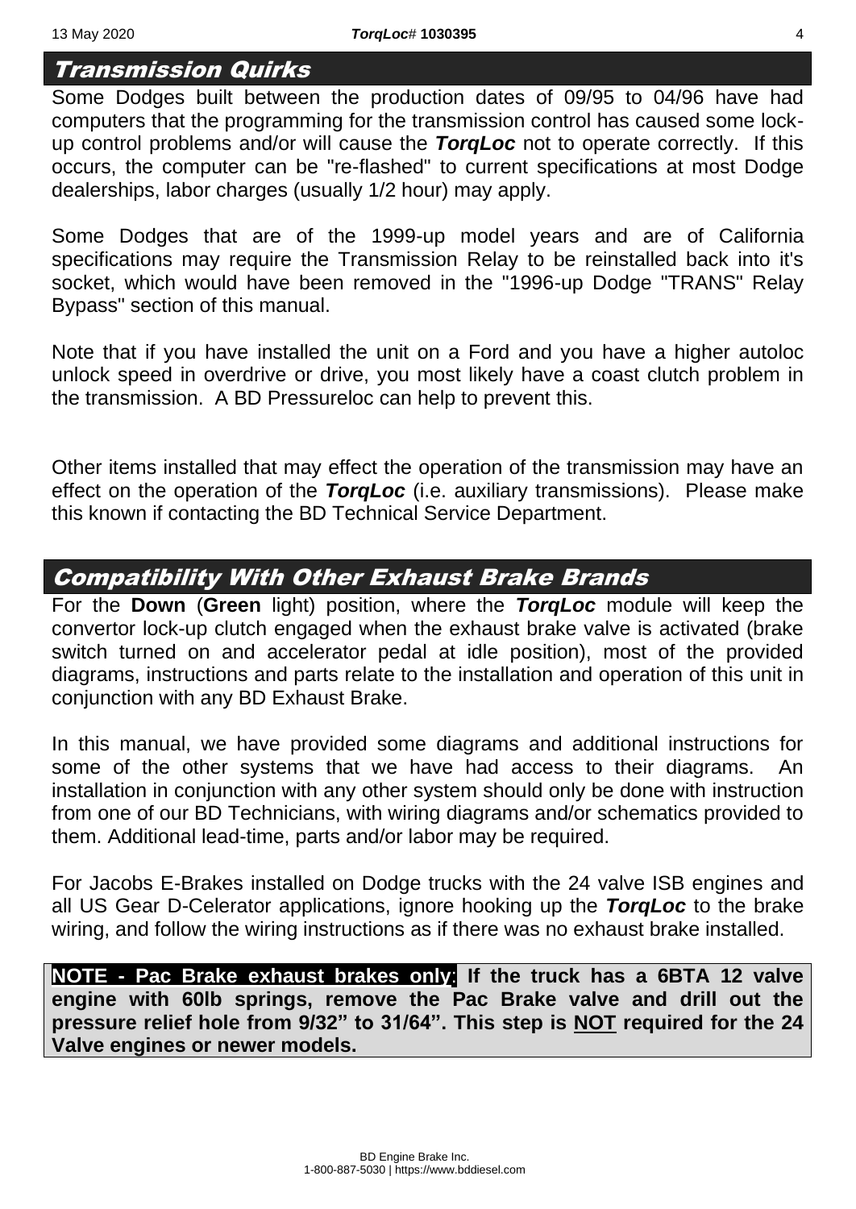## Transmission Quirks

Some Dodges built between the production dates of 09/95 to 04/96 have had computers that the programming for the transmission control has caused some lock-up control problems and/or will cause the ***TorqLoc*** not to operate correctly. If this occurs, the computer can be "re-flashed" to current specifications at most Dodge dealerships, labor charges (usually 1/2 hour) may apply.

Some Dodges that are of the 1999-up model years and are of California specifications may require the Transmission Relay to be reinstalled back into it's socket, which would have been removed in the "1996-up Dodge "TRANS" Relay Bypass" section of this manual.

Note that if you have installed the unit on a Ford and you have a higher autoloc unlock speed in overdrive or drive, you most likely have a coast clutch problem in the transmission. A BD Pressureloc can help to prevent this.

Other items installed that may effect the operation of the transmission may have an effect on the operation of the ***TorqLoc*** (i.e. auxiliary transmissions). Please make this known if contacting the BD Technical Service Department.

## Compatibility With Other Exhaust Brake Brands

For the **Down** (**Green** light) position, where the ***TorqLoc*** module will keep the convertor lock-up clutch engaged when the exhaust brake valve is activated (brake switch turned on and accelerator pedal at idle position), most of the provided diagrams, instructions and parts relate to the installation and operation of this unit in conjunction with any BD Exhaust Brake.

In this manual, we have provided some diagrams and additional instructions for some of the other systems that we have had access to their diagrams. An installation in conjunction with any other system should only be done with instruction from one of our BD Technicians, with wiring diagrams and/or schematics provided to them. Additional lead-time, parts and/or labor may be required.

For Jacobs E-Brakes installed on Dodge trucks with the 24 valve ISB engines and all US Gear D-Celerator applications, ignore hooking up the ***TorqLoc*** to the brake wiring, and follow the wiring instructions as if there was no exhaust brake installed.

**NOTE - Pac Brake exhaust brakes only: If the truck has a 6BTA 12 valve engine with 60lb springs, remove the Pac Brake valve and drill out the pressure relief hole from 9/32" to 31/64". This step is NOT required for the 24 Valve engines or newer models.**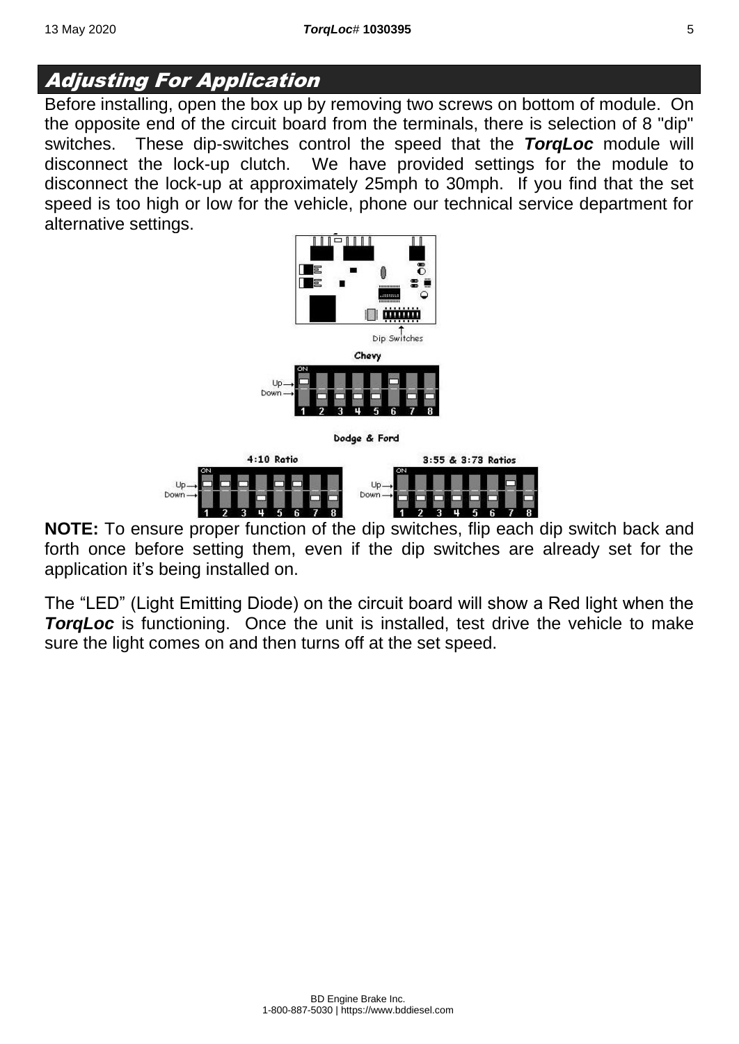## Adjusting For Application

Before installing, open the box up by removing two screws on bottom of module. On the opposite end of the circuit board from the terminals, there is selection of 8 "dip" switches. These dip-switches control the speed that the ***TorqLoc*** module will disconnect the lock-up clutch. We have provided settings for the module to disconnect the lock-up at approximately 25mph to 30mph. If you find that the set speed is too high or low for the vehicle, phone our technical service department for alternative settings.

Dip Switches

**Chevy**

| Switch | 1 | 2 | 3 | 4 | 5 | 6 | 7 | 8 |
|---|---|---|---|---|---|---|---|---|
| Position | Up | Down | Down | Down | Down | Up | Down | Down |

**Dodge & Ford**

**4:10 Ratio**

| Switch | 1 | 2 | 3 | 4 | 5 | 6 | 7 | 8 |
|---|---|---|---|---|---|---|---|---|
| Position | Up | Up | Up | Down | Up | Up | Down | Down |

**3:55 & 3:73 Ratios**

| Switch | 1 | 2 | 3 | 4 | 5 | 6 | 7 | 8 |
|---|---|---|---|---|---|---|---|---|
| Position | Down | Down | Down | Down | Down | Down | Up | Down |

**NOTE:** To ensure proper function of the dip switches, flip each dip switch back and forth once before setting them, even if the dip switches are already set for the application it's being installed on.

The "LED" (Light Emitting Diode) on the circuit board will show a Red light when the ***TorqLoc*** is functioning. Once the unit is installed, test drive the vehicle to make sure the light comes on and then turns off at the set speed.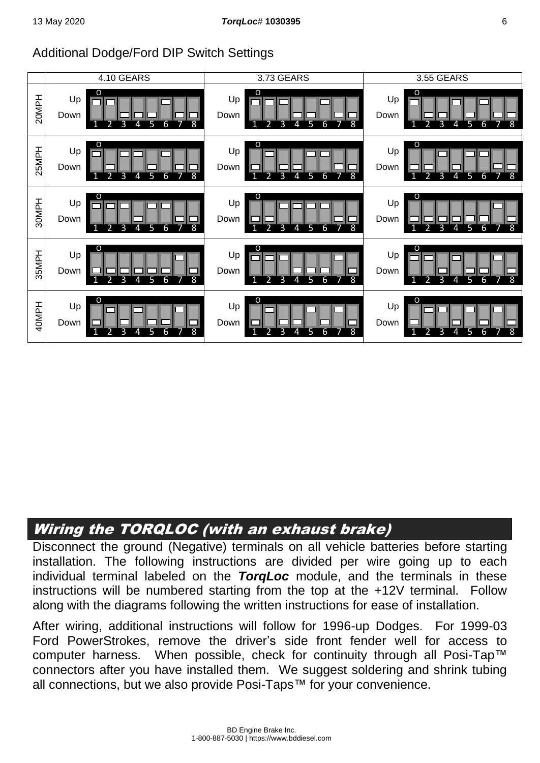## Additional Dodge/Ford DIP Switch Settings

| | 4.10 GEARS | 3.73 GEARS | 3.55 GEARS |
|---|---|---|---|
| 20MPH | Up: 1, 2, 6<br>Down: 3, 4, 5, 7, 8 | Up: 1, 2, 3, 6<br>Down: 4, 5, 7, 8 | Up: 1, 4, 6<br>Down: 2, 3, 5, 7, 8 |
| 25MPH | Up: 1, 3, 4, 6<br>Down: 2, 5, 7, 8 | Up: 2, 5, 6<br>Down: 1, 3, 4, 7, 8 | Up: 3, 5, 6<br>Down: 1, 2, 4, 7, 8 |
| 30MPH | Up: 1, 2, 3, 5, 6<br>Down: 4, 7, 8 | Up: 3, 4, 5, 6<br>Down: 1, 2, 7, 8 | Up: 7<br>Down: 1, 2, 3, 4, 5, 6, 8 |
| 35MPH | Up: 7<br>Down: 1, 2, 3, 4, 5, 6, 8 | Up: 1, 2, 3, 7<br>Down: 4, 5, 6, 8 | Up: 1, 2, 4, 7<br>Down: 3, 5, 6, 8 |
| 40MPH | Up: 2, 4, 7<br>Down: 1, 3, 5, 6, 8 | Up: 2, 5, 7<br>Down: 1, 3, 4, 6, 8 | Up: 2, 3, 5, 7<br>Down: 1, 4, 6, 8 |

## Wiring the TORQLOC (with an exhaust brake)

Disconnect the ground (Negative) terminals on all vehicle batteries before starting installation. The following instructions are divided per wire going up to each individual terminal labeled on the ***TorqLoc*** module, and the terminals in these instructions will be numbered starting from the top at the +12V terminal. Follow along with the diagrams following the written instructions for ease of installation.

After wiring, additional instructions will follow for 1996-up Dodges. For 1999-03 Ford PowerStrokes, remove the driver's side front fender well for access to computer harness. When possible, check for continuity through all Posi-Tap™ connectors after you have installed them. We suggest soldering and shrink tubing all connections, but we also provide Posi-Taps™ for your convenience.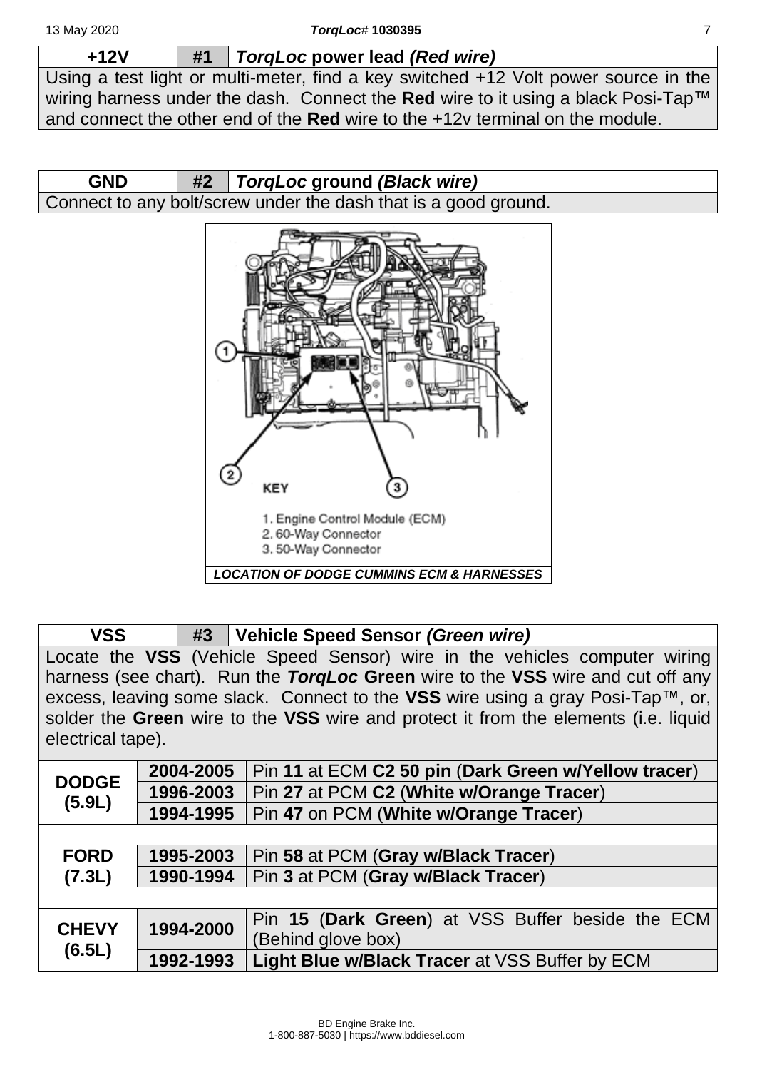| +12V | #1 | ***TorqLoc* power lead *(Red wire)*** |
|---|---|---|

Using a test light or multi-meter, find a key switched +12 Volt power source in the wiring harness under the dash. Connect the **Red** wire to it using a black Posi-Tap™ and connect the other end of the **Red** wire to the +12v terminal on the module.

| GND | #2 | ***TorqLoc* ground *(Black wire)*** |
|---|---|---|

Connect to any bolt/screw under the dash that is a good ground.

KEY

1. Engine Control Module (ECM)
2. 60-Way Connector
3. 50-Way Connector

***LOCATION OF DODGE CUMMINS ECM & HARNESSES***

| VSS | #3 | **Vehicle Speed Sensor *(Green wire)*** |
|---|---|---|

Locate the **VSS** (Vehicle Speed Sensor) wire in the vehicles computer wiring harness (see chart). Run the ***TorqLoc*** **Green** wire to the **VSS** wire and cut off any excess, leaving some slack. Connect to the **VSS** wire using a gray Posi-Tap™, or, solder the **Green** wire to the **VSS** wire and protect it from the elements (i.e. liquid electrical tape).

| | | |
|---|---|---|
| **DODGE (5.9L)** | **2004-2005** | Pin **11** at ECM **C2 50 pin** (**Dark Green w/Yellow tracer**) |
| | **1996-2003** | Pin **27** at PCM **C2** (**White w/Orange Tracer**) |
| | **1994-1995** | Pin **47** on PCM (**White w/Orange Tracer**) |
| | | |
| **FORD (7.3L)** | **1995-2003** | Pin **58** at PCM (**Gray w/Black Tracer**) |
| | **1990-1994** | Pin **3** at PCM (**Gray w/Black Tracer**) |
| | | |
| **CHEVY (6.5L)** | **1994-2000** | Pin **15** (**Dark Green**) at VSS Buffer beside the ECM (Behind glove box) |
| | **1992-1993** | **Light Blue w/Black Tracer** at VSS Buffer by ECM |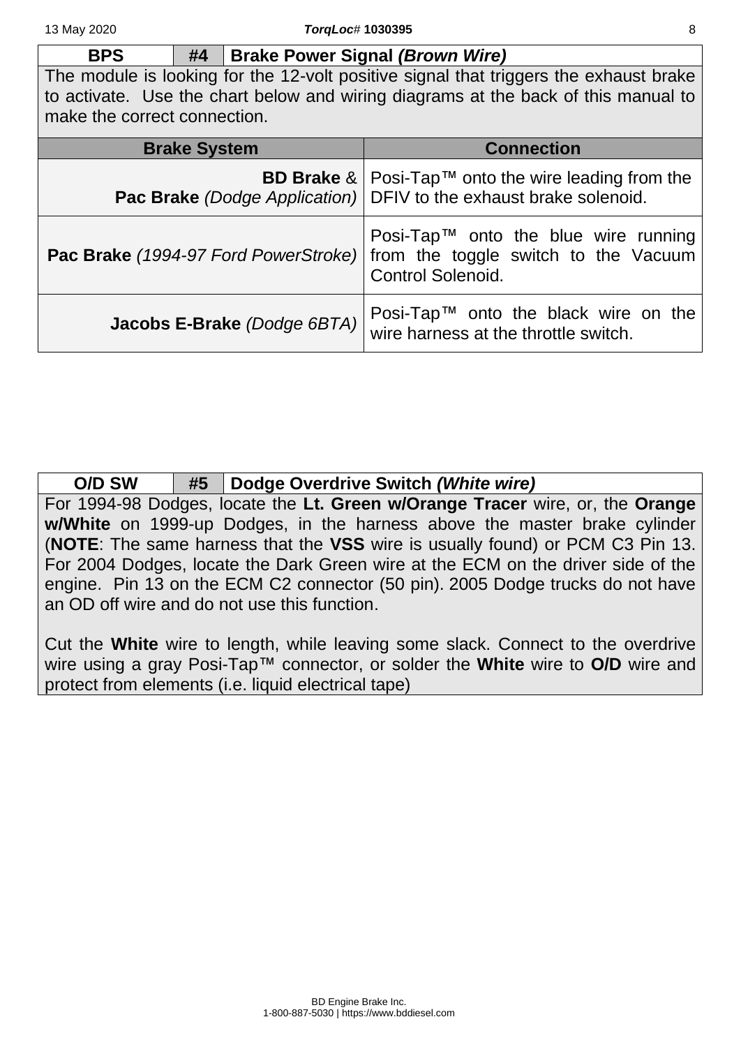## BPS | #4 | Brake Power Signal *(Brown Wire)*

The module is looking for the 12-volt positive signal that triggers the exhaust brake to activate. Use the chart below and wiring diagrams at the back of this manual to make the correct connection.

| Brake System | Connection |
|---|---|
| **BD Brake** & **Pac Brake** *(Dodge Application)* | Posi-Tap™ onto the wire leading from the DFIV to the exhaust brake solenoid. |
| **Pac Brake** *(1994-97 Ford PowerStroke)* | Posi-Tap™ onto the blue wire running from the toggle switch to the Vacuum Control Solenoid. |
| **Jacobs E-Brake** *(Dodge 6BTA)* | Posi-Tap™ onto the black wire on the wire harness at the throttle switch. |

## O/D SW | #5 | Dodge Overdrive Switch *(White wire)*

For 1994-98 Dodges, locate the **Lt. Green w/Orange Tracer** wire, or, the **Orange w/White** on 1999-up Dodges, in the harness above the master brake cylinder (**NOTE**: The same harness that the **VSS** wire is usually found) or PCM C3 Pin 13. For 2004 Dodges, locate the Dark Green wire at the ECM on the driver side of the engine. Pin 13 on the ECM C2 connector (50 pin). 2005 Dodge trucks do not have an OD off wire and do not use this function.

Cut the **White** wire to length, while leaving some slack. Connect to the overdrive wire using a gray Posi-Tap™ connector, or solder the **White** wire to **O/D** wire and protect from elements (i.e. liquid electrical tape)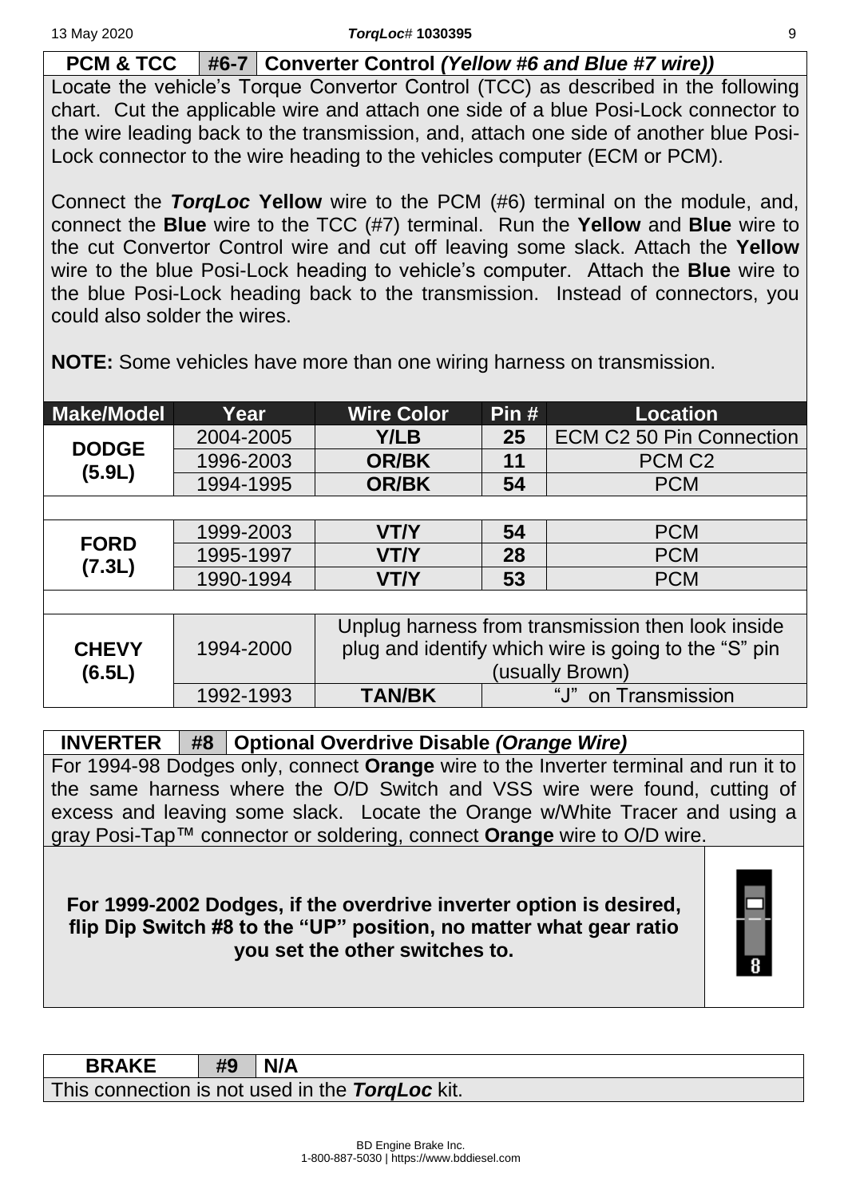## PCM & TCC | #6-7 | Converter Control *(Yellow #6 and Blue #7 wire))*

Locate the vehicle's Torque Convertor Control (TCC) as described in the following chart. Cut the applicable wire and attach one side of a blue Posi-Lock connector to the wire leading back to the transmission, and, attach one side of another blue Posi-Lock connector to the wire heading to the vehicles computer (ECM or PCM).

Connect the ***TorqLoc*** **Yellow** wire to the PCM (#6) terminal on the module, and, connect the **Blue** wire to the TCC (#7) terminal. Run the **Yellow** and **Blue** wire to the cut Convertor Control wire and cut off leaving some slack. Attach the **Yellow** wire to the blue Posi-Lock heading to vehicle's computer. Attach the **Blue** wire to the blue Posi-Lock heading back to the transmission. Instead of connectors, you could also solder the wires.

**NOTE:** Some vehicles have more than one wiring harness on transmission.

| Make/Model | Year | Wire Color | Pin # | Location |
|---|---|---|---|---|
| **DODGE (5.9L)** | 2004-2005 | **Y/LB** | **25** | ECM C2 50 Pin Connection |
| | 1996-2003 | **OR/BK** | **11** | PCM C2 |
| | 1994-1995 | **OR/BK** | **54** | PCM |
| | | | | |
| **FORD (7.3L)** | 1999-2003 | **VT/Y** | **54** | PCM |
| | 1995-1997 | **VT/Y** | **28** | PCM |
| | 1990-1994 | **VT/Y** | **53** | PCM |
| | | | | |
| **CHEVY (6.5L)** | 1994-2000 | Unplug harness from transmission then look inside plug and identify which wire is going to the "S" pin (usually Brown) | | |
| | 1992-1993 | **TAN/BK** | "J" on Transmission | |

## INVERTER | #8 | Optional Overdrive Disable *(Orange Wire)*

For 1994-98 Dodges only, connect **Orange** wire to the Inverter terminal and run it to the same harness where the O/D Switch and VSS wire were found, cutting of excess and leaving some slack. Locate the Orange w/White Tracer and using a gray Posi-Tap™ connector or soldering, connect **Orange** wire to O/D wire.

**For 1999-2002 Dodges, if the overdrive inverter option is desired, flip Dip Switch #8 to the "UP" position, no matter what gear ratio you set the other switches to.**

8

## BRAKE | #9 | N/A

This connection is not used in the ***TorqLoc*** kit.

BD Engine Brake Inc.
1-800-887-5030 | https://www.bddiesel.com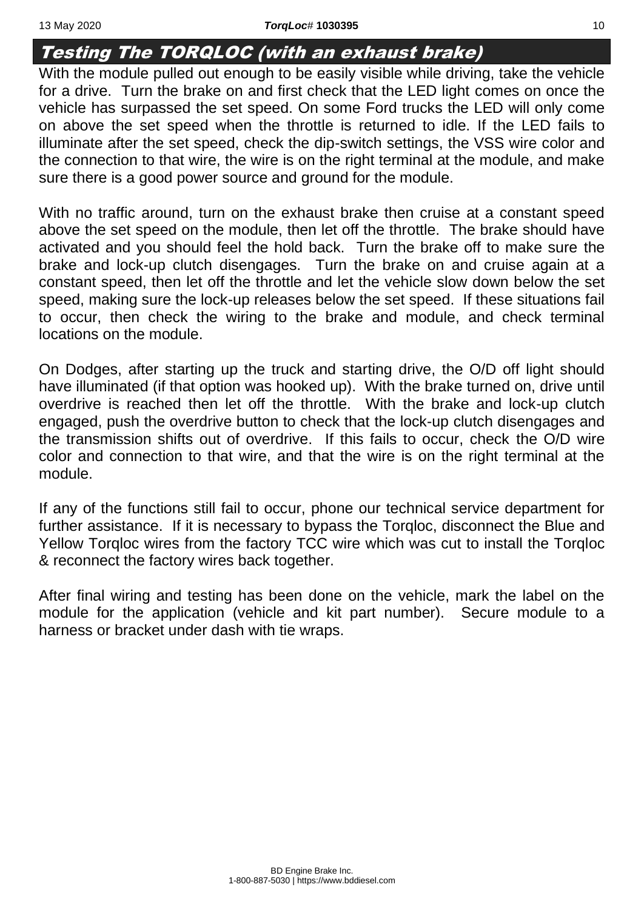## Testing The TORQLOC (with an exhaust brake)

With the module pulled out enough to be easily visible while driving, take the vehicle for a drive. Turn the brake on and first check that the LED light comes on once the vehicle has surpassed the set speed. On some Ford trucks the LED will only come on above the set speed when the throttle is returned to idle. If the LED fails to illuminate after the set speed, check the dip-switch settings, the VSS wire color and the connection to that wire, the wire is on the right terminal at the module, and make sure there is a good power source and ground for the module.

With no traffic around, turn on the exhaust brake then cruise at a constant speed above the set speed on the module, then let off the throttle. The brake should have activated and you should feel the hold back. Turn the brake off to make sure the brake and lock-up clutch disengages. Turn the brake on and cruise again at a constant speed, then let off the throttle and let the vehicle slow down below the set speed, making sure the lock-up releases below the set speed. If these situations fail to occur, then check the wiring to the brake and module, and check terminal locations on the module.

On Dodges, after starting up the truck and starting drive, the O/D off light should have illuminated (if that option was hooked up). With the brake turned on, drive until overdrive is reached then let off the throttle. With the brake and lock-up clutch engaged, push the overdrive button to check that the lock-up clutch disengages and the transmission shifts out of overdrive. If this fails to occur, check the O/D wire color and connection to that wire, and that the wire is on the right terminal at the module.

If any of the functions still fail to occur, phone our technical service department for further assistance. If it is necessary to bypass the Torqloc, disconnect the Blue and Yellow Torqloc wires from the factory TCC wire which was cut to install the Torqloc & reconnect the factory wires back together.

After final wiring and testing has been done on the vehicle, mark the label on the module for the application (vehicle and kit part number). Secure module to a harness or bracket under dash with tie wraps.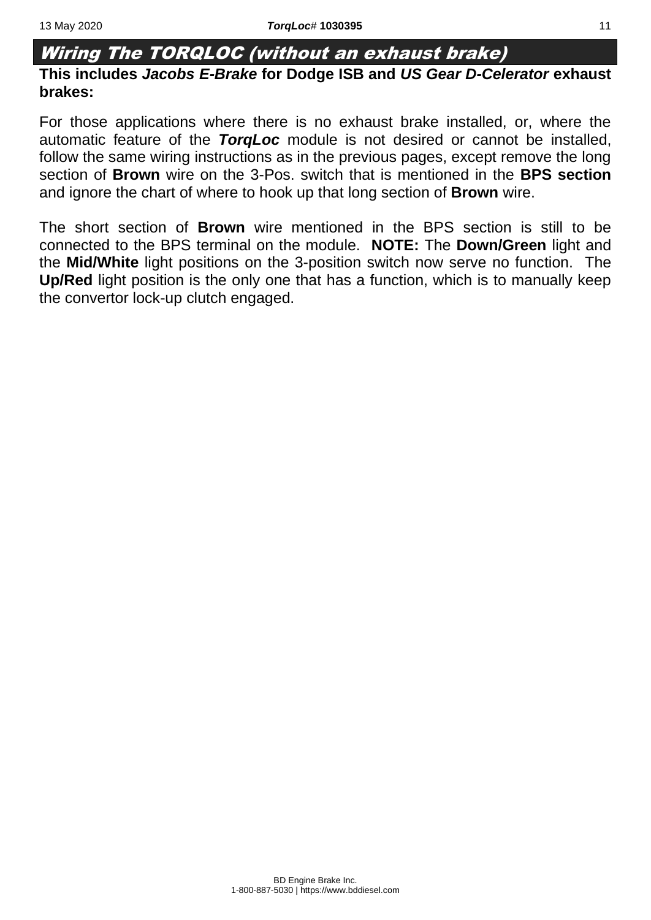## *Wiring The TORQLOC (without an exhaust brake)*

**This includes *Jacobs E-Brake* for Dodge ISB and *US Gear D-Celerator* exhaust brakes:**

For those applications where there is no exhaust brake installed, or, where the automatic feature of the ***TorqLoc*** module is not desired or cannot be installed, follow the same wiring instructions as in the previous pages, except remove the long section of **Brown** wire on the 3-Pos. switch that is mentioned in the **BPS section** and ignore the chart of where to hook up that long section of **Brown** wire.

The short section of **Brown** wire mentioned in the BPS section is still to be connected to the BPS terminal on the module. **NOTE:** The **Down/Green** light and the **Mid/White** light positions on the 3-position switch now serve no function. The **Up/Red** light position is the only one that has a function, which is to manually keep the convertor lock-up clutch engaged.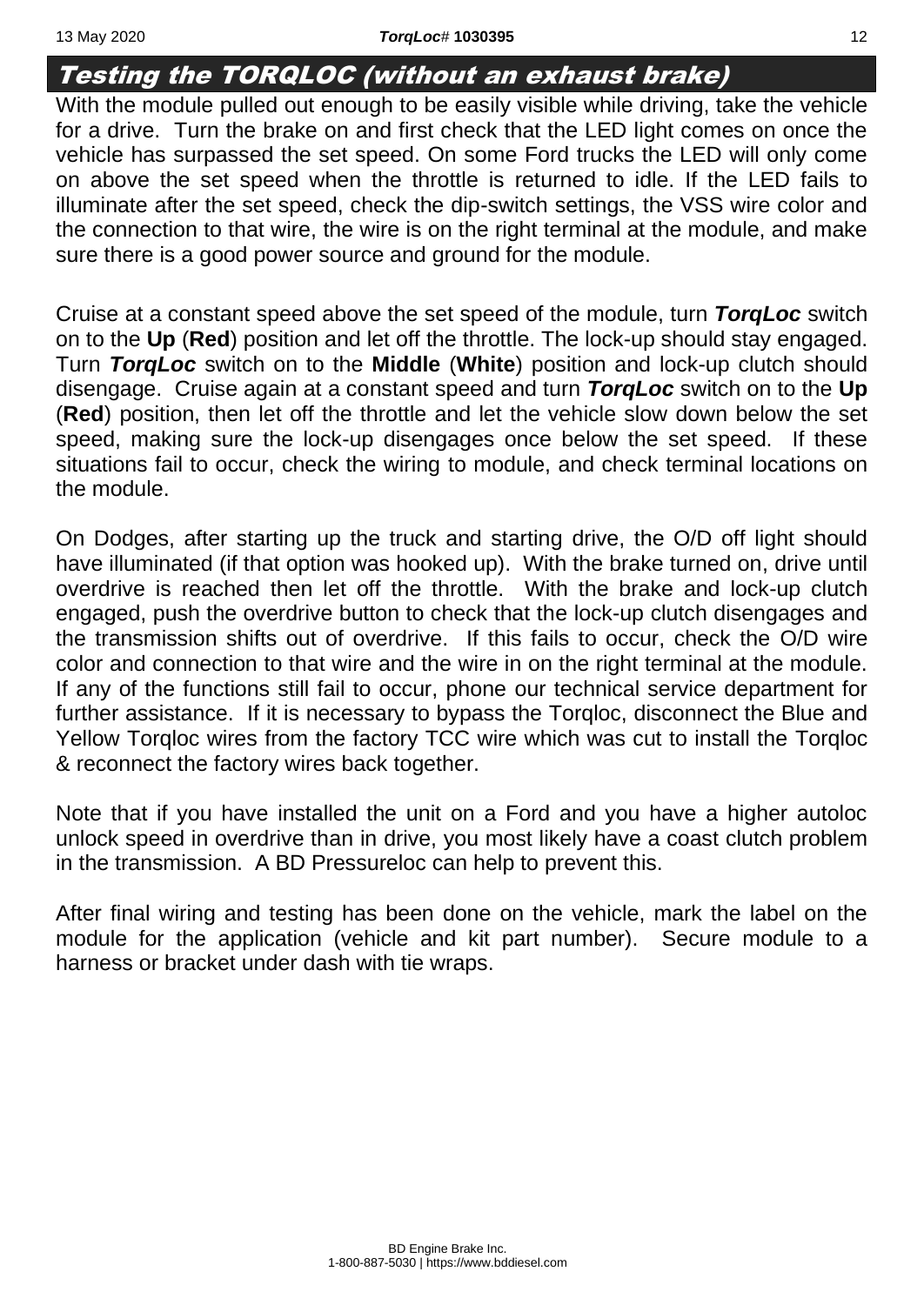## Testing the TORQLOC (without an exhaust brake)

With the module pulled out enough to be easily visible while driving, take the vehicle for a drive. Turn the brake on and first check that the LED light comes on once the vehicle has surpassed the set speed. On some Ford trucks the LED will only come on above the set speed when the throttle is returned to idle. If the LED fails to illuminate after the set speed, check the dip-switch settings, the VSS wire color and the connection to that wire, the wire is on the right terminal at the module, and make sure there is a good power source and ground for the module.

Cruise at a constant speed above the set speed of the module, turn ***TorqLoc*** switch on to the **Up** (**Red**) position and let off the throttle. The lock-up should stay engaged. Turn ***TorqLoc*** switch on to the **Middle** (**White**) position and lock-up clutch should disengage. Cruise again at a constant speed and turn ***TorqLoc*** switch on to the **Up** (**Red**) position, then let off the throttle and let the vehicle slow down below the set speed, making sure the lock-up disengages once below the set speed. If these situations fail to occur, check the wiring to module, and check terminal locations on the module.

On Dodges, after starting up the truck and starting drive, the O/D off light should have illuminated (if that option was hooked up). With the brake turned on, drive until overdrive is reached then let off the throttle. With the brake and lock-up clutch engaged, push the overdrive button to check that the lock-up clutch disengages and the transmission shifts out of overdrive. If this fails to occur, check the O/D wire color and connection to that wire and the wire in on the right terminal at the module. If any of the functions still fail to occur, phone our technical service department for further assistance. If it is necessary to bypass the Torqloc, disconnect the Blue and Yellow Torqloc wires from the factory TCC wire which was cut to install the Torqloc & reconnect the factory wires back together.

Note that if you have installed the unit on a Ford and you have a higher autoloc unlock speed in overdrive than in drive, you most likely have a coast clutch problem in the transmission. A BD Pressureloc can help to prevent this.

After final wiring and testing has been done on the vehicle, mark the label on the module for the application (vehicle and kit part number). Secure module to a harness or bracket under dash with tie wraps.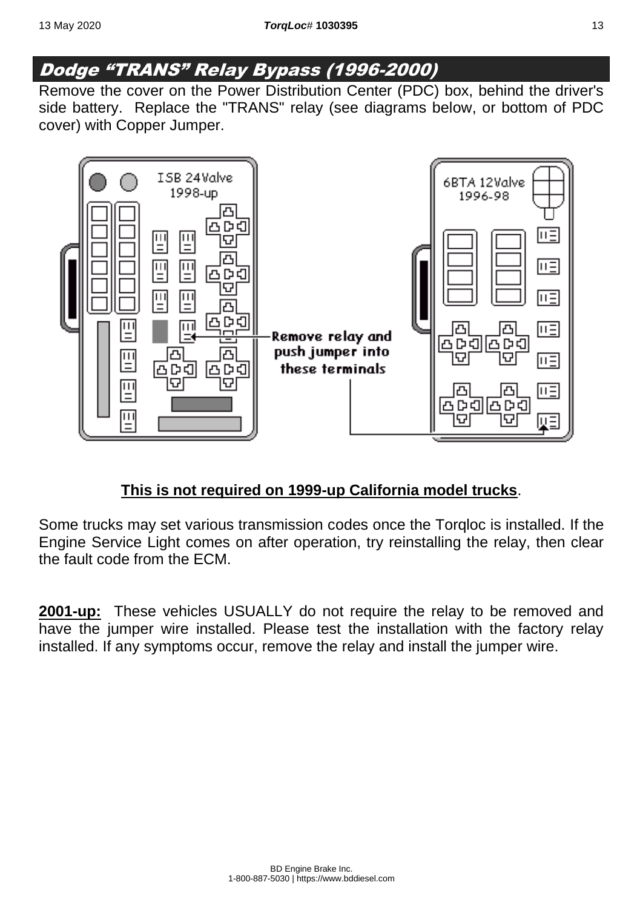## Dodge "TRANS" Relay Bypass (1996-2000)

Remove the cover on the Power Distribution Center (PDC) box, behind the driver's side battery. Replace the "TRANS" relay (see diagrams below, or bottom of PDC cover) with Copper Jumper.

**This is not required on 1999-up California model trucks**.

Some trucks may set various transmission codes once the Torqloc is installed. If the Engine Service Light comes on after operation, try reinstalling the relay, then clear the fault code from the ECM.

**2001-up:** These vehicles USUALLY do not require the relay to be removed and have the jumper wire installed. Please test the installation with the factory relay installed. If any symptoms occur, remove the relay and install the jumper wire.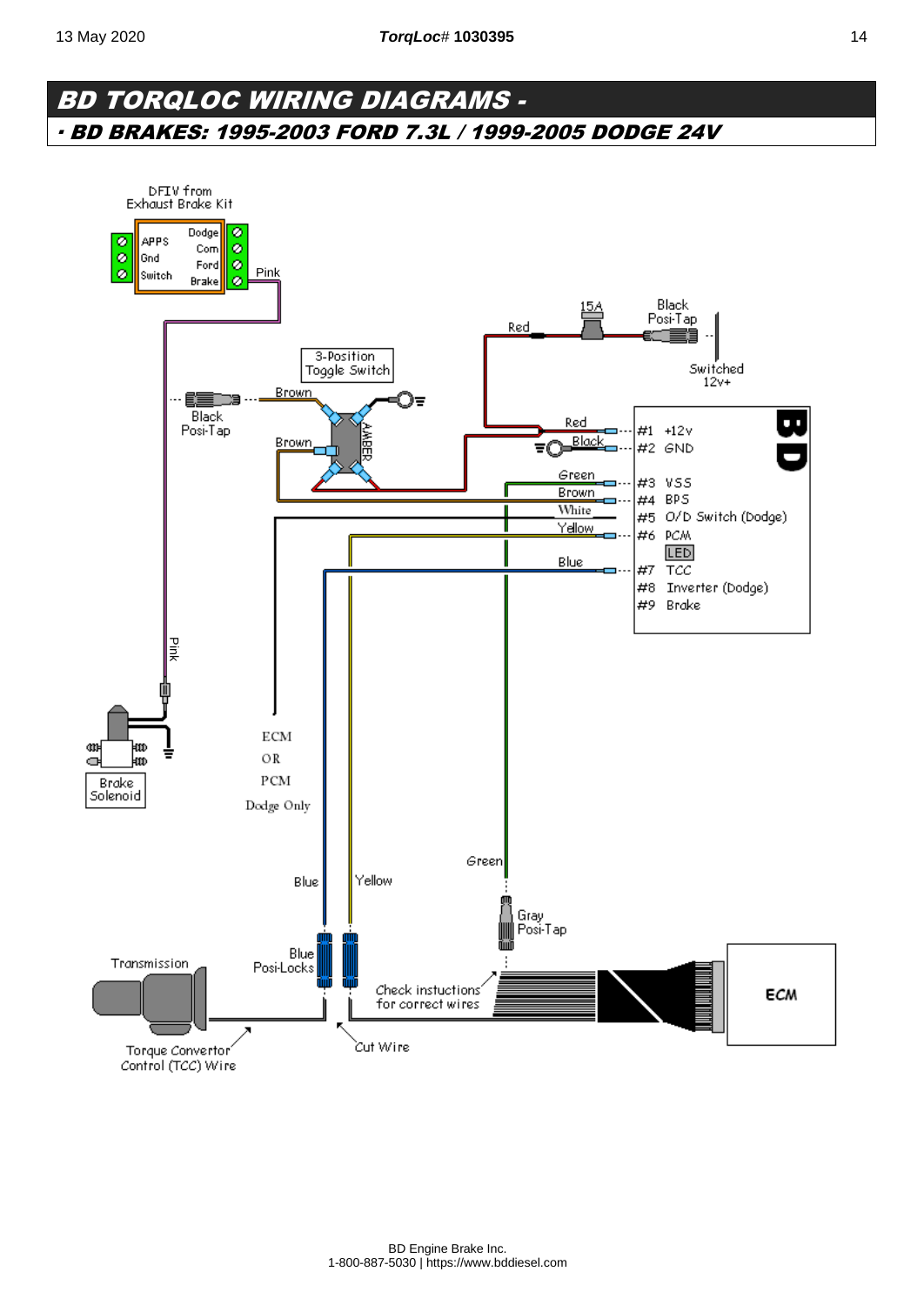# BD TORQLOC WIRING DIAGRAMS -

## · BD BRAKES: 1995-2003 FORD 7.3L / 1999-2005 DODGE 24V

DFIV from Exhaust Brake Kit

APPS / Gnd / Switch

Dodge / Com / Ford / Brake

Pink

15A

Red

Black Posi-Tap

Switched 12v+

3-Position Toggle Switch

Brown

Black Posi-Tap

Brown

AMBER

Red

Black

Green

Brown

White

Yellow

Blue

BD

#1 +12v
#2 GND
#3 VSS
#4 BPS
#5 O/D Switch (Dodge)
#6 PCM
LED
#7 TCC
#8 Inverter (Dodge)
#9 Brake

Pink

Brake Solenoid

ECM OR PCM Dodge Only

Green

Blue

Yellow

Gray Posi-Tap

Transmission

Blue Posi-Locks

Check instuctions for correct wires

ECM

Torque Convertor Control (TCC) Wire

Cut Wire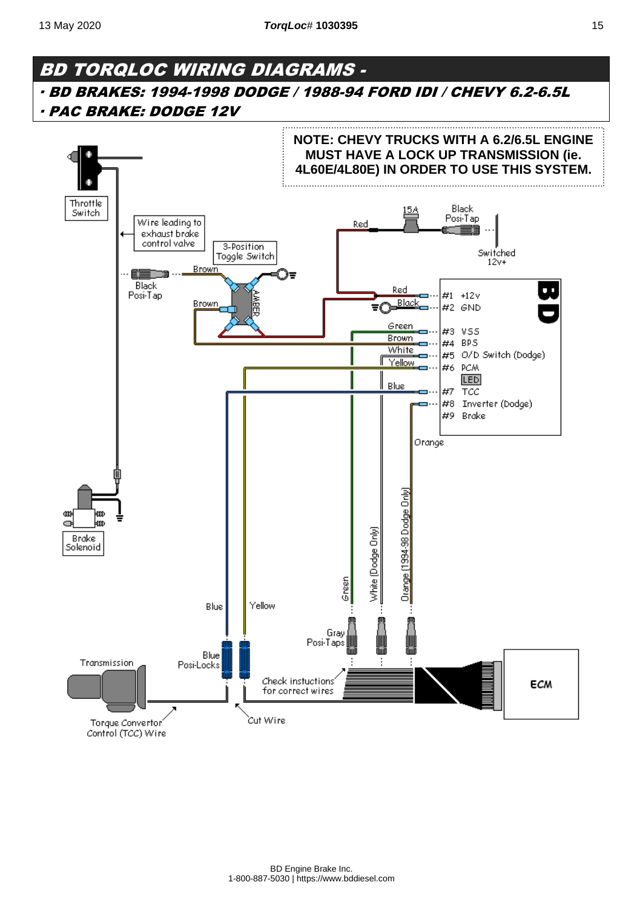# BD TORQLOC WIRING DIAGRAMS -

## · BD BRAKES: 1994-1998 DODGE / 1988-94 FORD IDI / CHEVY 6.2-6.5L
## · PAC BRAKE: DODGE 12V

**NOTE: CHEVY TRUCKS WITH A 6.2/6.5L ENGINE MUST HAVE A LOCK UP TRANSMISSION (ie. 4L60E/4L80E) IN ORDER TO USE THIS SYSTEM.**

Throttle Switch

Wire leading to exhaust brake control valve

3-Position Toggle Switch

Brown

Black Posi-Tap

Brown

AMBER

15A

Black Posi-Tap

Red

Switched 12v+

Red

Black

Green

Brown

White

Yellow

Blue

- #1 +12v
- #2 GND
- #3 VSS
- #4 BPS
- #5 O/D Switch (Dodge)
- #6 PCM
- LED
- #7 TCC
- #8 Inverter (Dodge)
- #9 Brake

Orange

Brake Solenoid

Orange (1994-98 Dodge Only)

White (Dodge Only)

Green

Blue

Yellow

Gray Posi-Taps

Blue Posi-Locks

Transmission

Check instuctions for correct wires

ECM

Torque Convertor Control (TCC) Wire

Cut Wire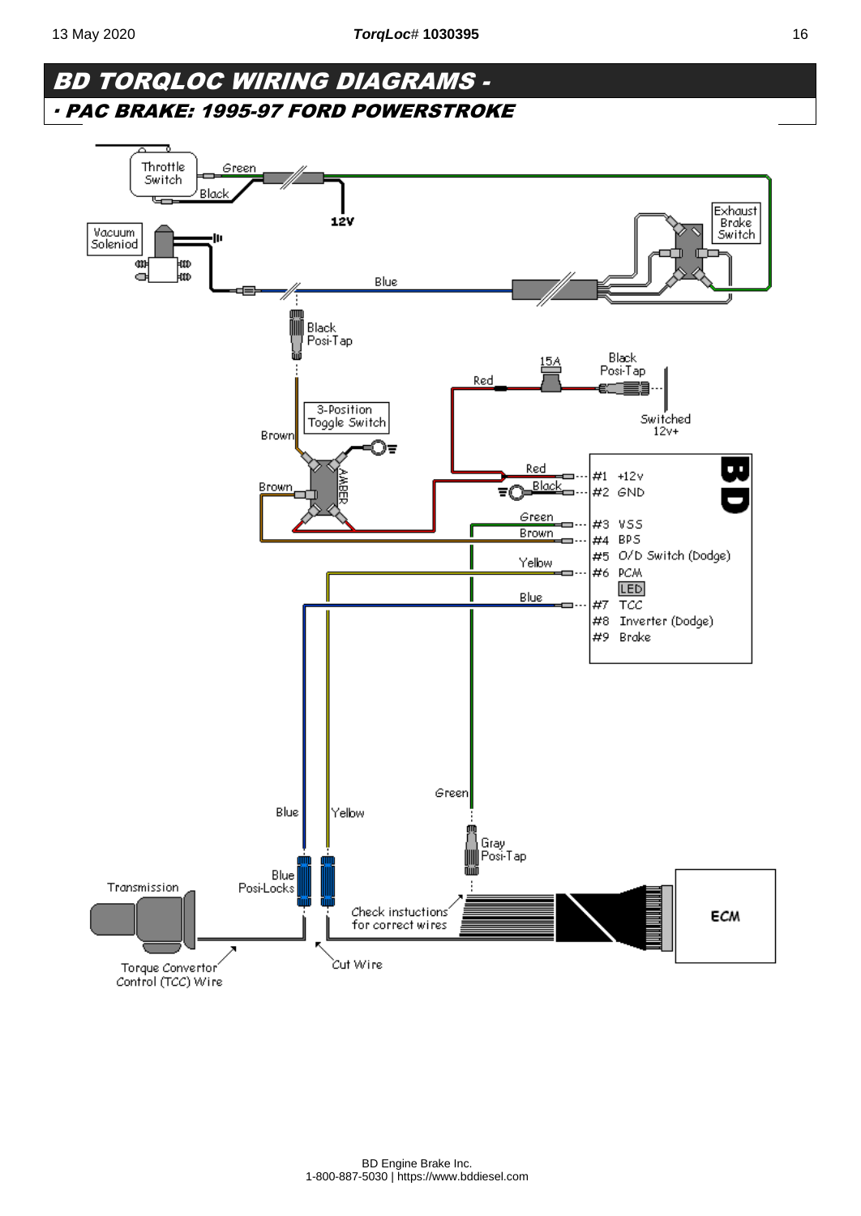# BD TORQLOC WIRING DIAGRAMS -

## · PAC BRAKE: 1995-97 FORD POWERSTROKE

Throttle Switch
Green
Black
12V
Vacuum Soleniod
Exhaust Brake Switch
Blue
Black Posi-Tap
15A
Red
Black Posi-Tap
Switched 12v+
3-Position Toggle Switch
Brown
AMBER
Brown

| Wire | Pin | Function |
| --- | --- | --- |
| Red | #1 | +12v |
| Black | #2 | GND |
| Green | #3 | VSS |
| Brown | #4 | BPS |
| | #5 | O/D Switch (Dodge) |
| Yellow | #6 | PCM |
| | | LED |
| Blue | #7 | TCC |
| | #8 | Inverter (Dodge) |
| | #9 | Brake |

Green
Blue
Yellow
Gray Posi-Tap
Transmission
Blue Posi-Locks
Check instuctions for correct wires
ECM
Torque Convertor Control (TCC) Wire
Cut Wire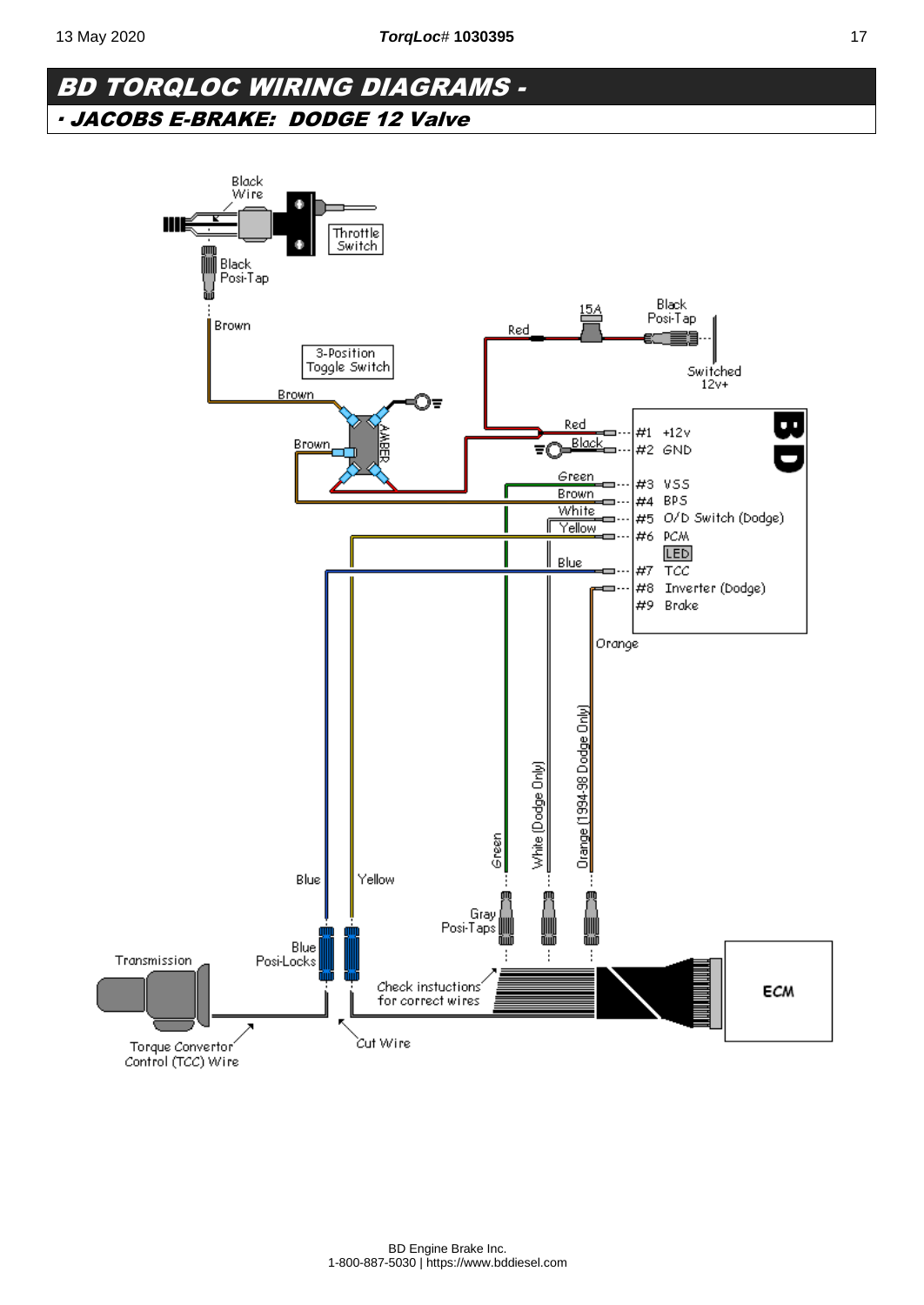# BD TORQLOC WIRING DIAGRAMS -

## · JACOBS E-BRAKE: DODGE 12 Valve

Black Wire

Throttle Switch

Black Posi-Tap

Brown

3-Position Toggle Switch

Brown

Brown

AMBER

15A

Red

Black Posi-Tap

Switched 12v+

Red

Black

Green

Brown

White

Yellow

Blue

| | |
|---|---|
| #1 | +12v |
| #2 | GND |
| #3 | VSS |
| #4 | BPS |
| #5 | O/D Switch (Dodge) |
| #6 | PCM |
| | LED |
| #7 | TCC |
| #8 | Inverter (Dodge) |
| #9 | Brake |

BD

Orange

Orange (1994-98 Dodge Only)

White (Dodge Only)

Green

Blue

Yellow

Gray Posi-Taps

Blue Posi-Locks

Transmission

Check instuctions for correct wires

ECM

Torque Convertor Control (TCC) Wire

Cut Wire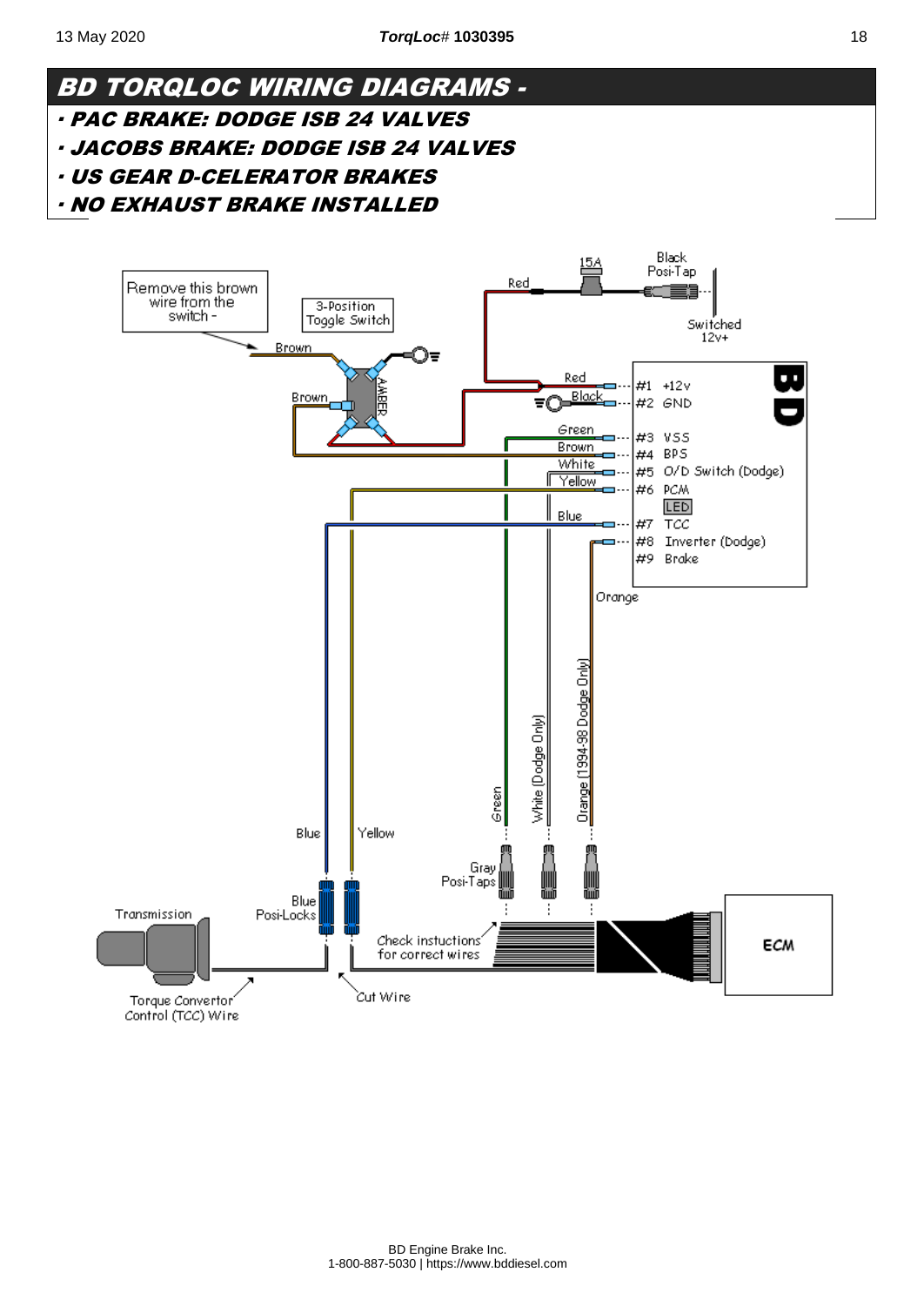# BD TORQLOC WIRING DIAGRAMS -

- **PAC BRAKE: DODGE ISB 24 VALVES**
- **JACOBS BRAKE: DODGE ISB 24 VALVES**
- **US GEAR D-CELERATOR BRAKES**
- **NO EXHAUST BRAKE INSTALLED**

Remove this brown wire from the switch -

3-Position Toggle Switch

Brown

Brown

AMBER

Red

15A

Black Posi-Tap

Switched 12v+

Red

Black

Green

Brown

White

Yellow

Blue

#1 +12v
#2 GND
#3 VSS
#4 BPS
#5 O/D Switch (Dodge)
#6 PCM
LED
#7 TCC
#8 Inverter (Dodge)
#9 Brake

BD

Orange

Orange (1994-98 Dodge Only)

White (Dodge Only)

Green

Blue

Yellow

Gray Posi-Taps

Blue Posi-Locks

Transmission

Check instuctions for correct wires

ECM

Torque Convertor Control (TCC) Wire

Cut Wire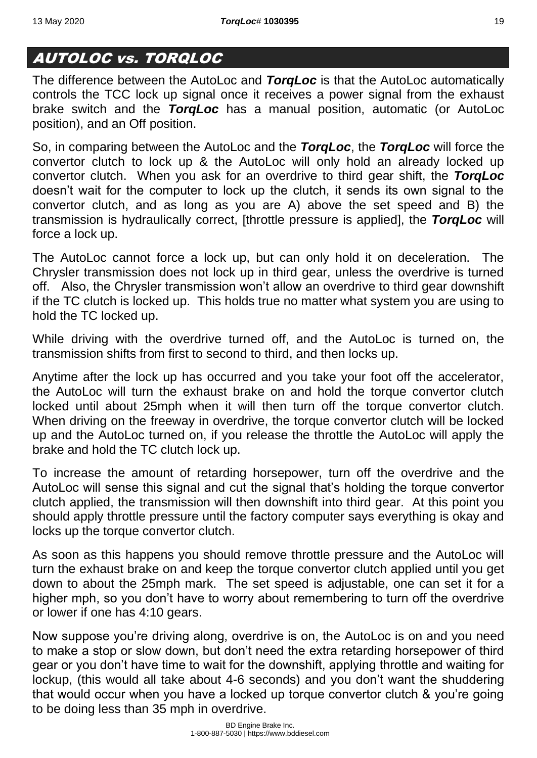## AUTOLOC vs. TORQLOC

The difference between the AutoLoc and ***TorqLoc*** is that the AutoLoc automatically controls the TCC lock up signal once it receives a power signal from the exhaust brake switch and the ***TorqLoc*** has a manual position, automatic (or AutoLoc position), and an Off position.

So, in comparing between the AutoLoc and the ***TorqLoc***, the ***TorqLoc*** will force the convertor clutch to lock up & the AutoLoc will only hold an already locked up convertor clutch. When you ask for an overdrive to third gear shift, the ***TorqLoc*** doesn't wait for the computer to lock up the clutch, it sends its own signal to the convertor clutch, and as long as you are A) above the set speed and B) the transmission is hydraulically correct, [throttle pressure is applied], the ***TorqLoc*** will force a lock up.

The AutoLoc cannot force a lock up, but can only hold it on deceleration. The Chrysler transmission does not lock up in third gear, unless the overdrive is turned off. Also, the Chrysler transmission won't allow an overdrive to third gear downshift if the TC clutch is locked up. This holds true no matter what system you are using to hold the TC locked up.

While driving with the overdrive turned off, and the AutoLoc is turned on, the transmission shifts from first to second to third, and then locks up.

Anytime after the lock up has occurred and you take your foot off the accelerator, the AutoLoc will turn the exhaust brake on and hold the torque convertor clutch locked until about 25mph when it will then turn off the torque convertor clutch. When driving on the freeway in overdrive, the torque convertor clutch will be locked up and the AutoLoc turned on, if you release the throttle the AutoLoc will apply the brake and hold the TC clutch lock up.

To increase the amount of retarding horsepower, turn off the overdrive and the AutoLoc will sense this signal and cut the signal that's holding the torque convertor clutch applied, the transmission will then downshift into third gear. At this point you should apply throttle pressure until the factory computer says everything is okay and locks up the torque convertor clutch.

As soon as this happens you should remove throttle pressure and the AutoLoc will turn the exhaust brake on and keep the torque convertor clutch applied until you get down to about the 25mph mark. The set speed is adjustable, one can set it for a higher mph, so you don't have to worry about remembering to turn off the overdrive or lower if one has 4:10 gears.

Now suppose you're driving along, overdrive is on, the AutoLoc is on and you need to make a stop or slow down, but don't need the extra retarding horsepower of third gear or you don't have time to wait for the downshift, applying throttle and waiting for lockup, (this would all take about 4-6 seconds) and you don't want the shuddering that would occur when you have a locked up torque convertor clutch & you're going to be doing less than 35 mph in overdrive.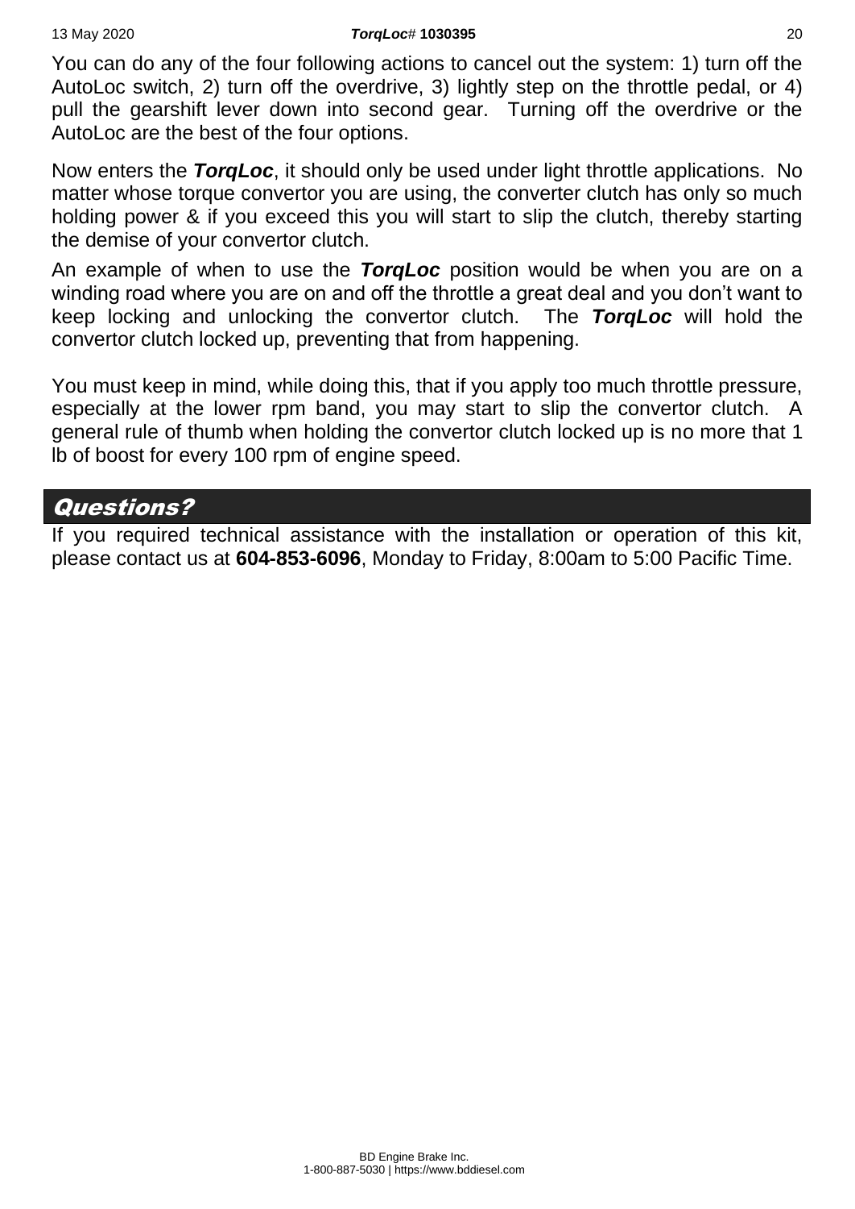You can do any of the four following actions to cancel out the system: 1) turn off the AutoLoc switch, 2) turn off the overdrive, 3) lightly step on the throttle pedal, or 4) pull the gearshift lever down into second gear. Turning off the overdrive or the AutoLoc are the best of the four options.

Now enters the ***TorqLoc***, it should only be used under light throttle applications. No matter whose torque convertor you are using, the converter clutch has only so much holding power & if you exceed this you will start to slip the clutch, thereby starting the demise of your convertor clutch.

An example of when to use the ***TorqLoc*** position would be when you are on a winding road where you are on and off the throttle a great deal and you don't want to keep locking and unlocking the convertor clutch. The ***TorqLoc*** will hold the convertor clutch locked up, preventing that from happening.

You must keep in mind, while doing this, that if you apply too much throttle pressure, especially at the lower rpm band, you may start to slip the convertor clutch. A general rule of thumb when holding the convertor clutch locked up is no more that 1 lb of boost for every 100 rpm of engine speed.

## *Questions?*

If you required technical assistance with the installation or operation of this kit, please contact us at **604-853-6096**, Monday to Friday, 8:00am to 5:00 Pacific Time.